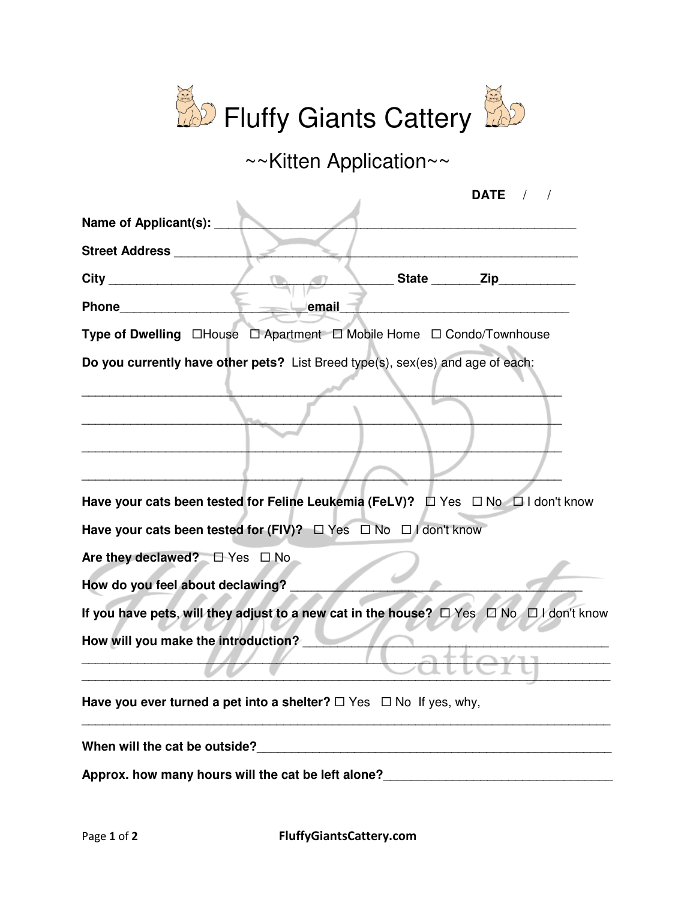# Fluffy Giants Cattery

## ~~Kitten Application~~

**DATE** / /

**Name of Applicant(s):** ____________________________________________________

**Street Address** _________________________________________________________

**City** ______________________________________ **State** _______**Zip**___________

**Phone**_________________________**email**_______________________________

**Type of Dwelling** ☐House ☐ Apartment ☐ Mobile Home ☐ Condo/Townhouse

**Do you currently have other pets?** List Breed type(s), sex(es) and age of each:

________________________________________________________________________

________________________________________________________________________

________________________________________________________________________

________________________________________________________________________

**Have your cats been tested for Feline Leukemia (FeLV)?** ☐ Yes ☐ No ☐ I don't know

**Have your cats been tested for (FIV)?** ☐ Yes ☐ No ☐ I don't know

**Are they declawed?** ☐ Yes ☐ No

**How do you feel about declawing?** ________________________________________

**If you have pets, will they adjust to a new cat in the house?** ☐ Yes ☐ No ☐ I don't know

**How will you make the introduction?** ______________________________________

________________________________________________________________________

________________________________________________________________________

**Have you ever turned a pet into a shelter?** ☐ Yes ☐ No If yes, why,

________________________________________________________________________

**When will the cat be outside?**___________________________________________________

**Approx. how many hours will the cat be left alone?**________________________________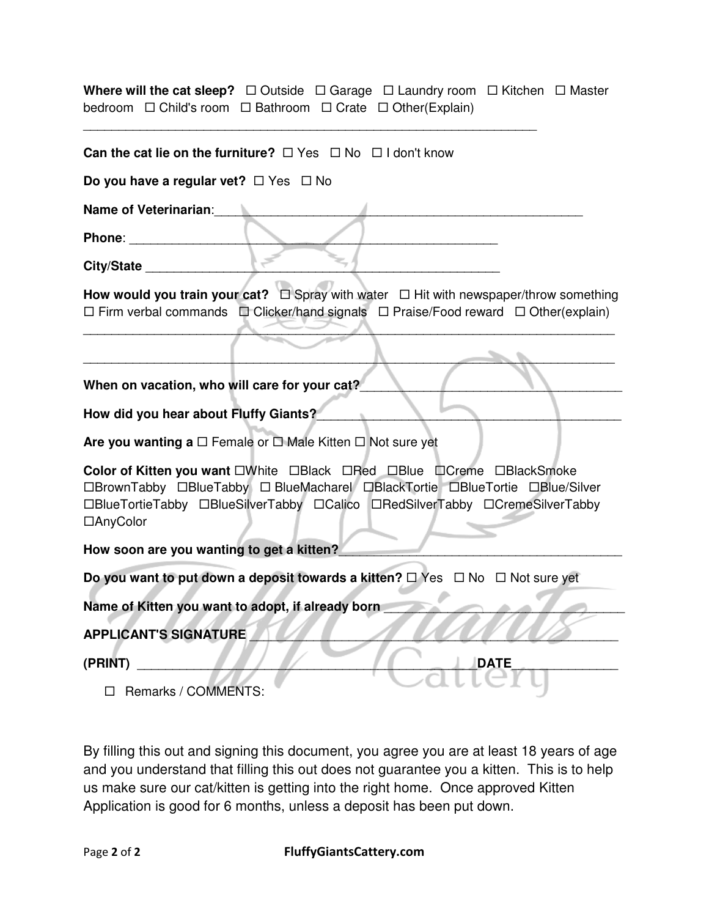**Where will the cat sleep?** ☐ Outside ☐ Garage ☐ Laundry room ☐ Kitchen ☐ Master bedroom ☐ Child's room ☐ Bathroom ☐ Crate ☐ Other(Explain)

_________________________________________________________________

**Can the cat lie on the furniture?** ☐ Yes ☐ No ☐ I don't know

**Do you have a regular vet?** ☐ Yes ☐ No

**Name of Veterinarian**:_____________________________________________________

**Phone**: ____________________________________________________

**City/State** ___________________________________________________

**How would you train your cat?** ☐ Spray with water ☐ Hit with newspaper/throw something ☐ Firm verbal commands ☐ Clicker/hand signals ☐ Praise/Food reward ☐ Other(explain)

_____________________________________________________________________________

_____________________________________________________________________________

**When on vacation, who will care for your cat?**_____________________________________

**How did you hear about Fluffy Giants?**_____________________________________________

**Are you wanting a** ☐ Female or ☐ Male Kitten ☐ Not sure yet

**Color of Kitten you want** ☐White ☐Black ☐Red ☐Blue ☐Creme ☐BlackSmoke ☐BrownTabby ☐BlueTabby ☐ BlueMacharel ☐BlackTortie ☐BlueTortie ☐Blue/Silver ☐BlueTortieTabby ☐BlueSilverTabby ☐Calico ☐RedSilverTabby ☐CremeSilverTabby ☐AnyColor

**How soon are you wanting to get a kitten?**________________________________________

**Do you want to put down a deposit towards a kitten?** ☐ Yes ☐ No ☐ Not sure yet

**Name of Kitten you want to adopt, if already born** ___________________________________

**APPLICANT'S SIGNATURE** ______________________________________________________

**(PRINT)** ________________________________________________**DATE**_______________

☐ Remarks / COMMENTS:

By filling this out and signing this document, you agree you are at least 18 years of age and you understand that filling this out does not guarantee you a kitten. This is to help us make sure our cat/kitten is getting into the right home. Once approved Kitten Application is good for 6 months, unless a deposit has been put down.

**FluffyGiantsCattery.com**